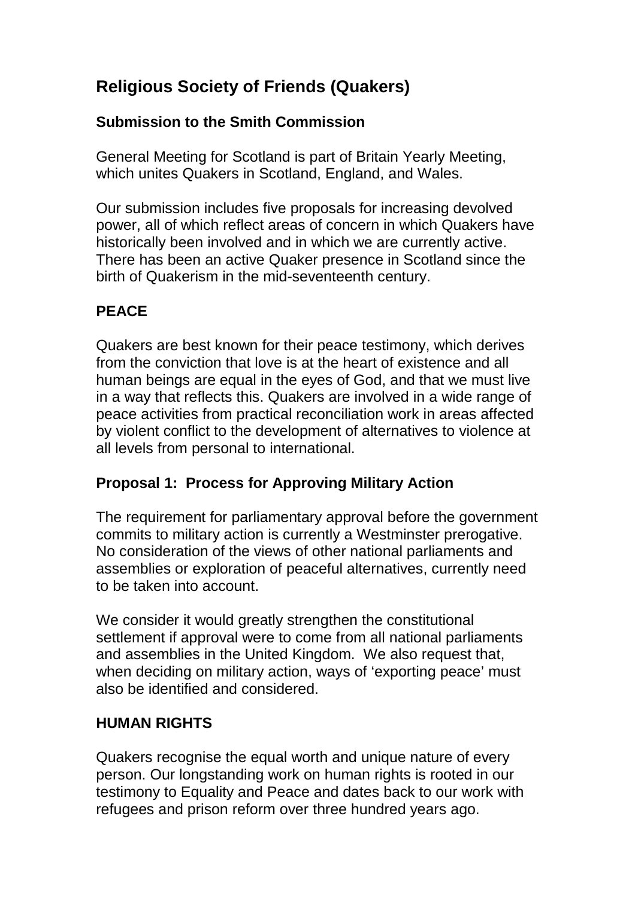# Religious Society of Friends (Quakers)

## Submission to the Smith Commission

General Meeting for Scotland is part of Britain Yearly Meeting, which unites Quakers in Scotland, England, and Wales.

Our submission includes five proposals for increasing devolved power, all of which reflect areas of concern in which Quakers have historically been involved and in which we are currently active. There has been an active Quaker presence in Scotland since the birth of Quakerism in the mid-seventeenth century.

## PEACE

Quakers are best known for their peace testimony, which derives from the conviction that love is at the heart of existence and all human beings are equal in the eyes of God, and that we must live in a way that reflects this. Quakers are involved in a wide range of peace activities from practical reconciliation work in areas affected by violent conflict to the development of alternatives to violence at all levels from personal to international.

### Proposal 1: Process for Approving Military Action

The requirement for parliamentary approval before the government commits to military action is currently a Westminster prerogative. No consideration of the views of other national parliaments and assemblies or exploration of peaceful alternatives, currently need to be taken into account.

We consider it would greatly strengthen the constitutional settlement if approval were to come from all national parliaments and assemblies in the United Kingdom. We also request that, when deciding on military action, ways of 'exporting peace' must also be identified and considered.

## HUMAN RIGHTS

Quakers recognise the equal worth and unique nature of every person. Our longstanding work on human rights is rooted in our testimony to Equality and Peace and dates back to our work with refugees and prison reform over three hundred years ago.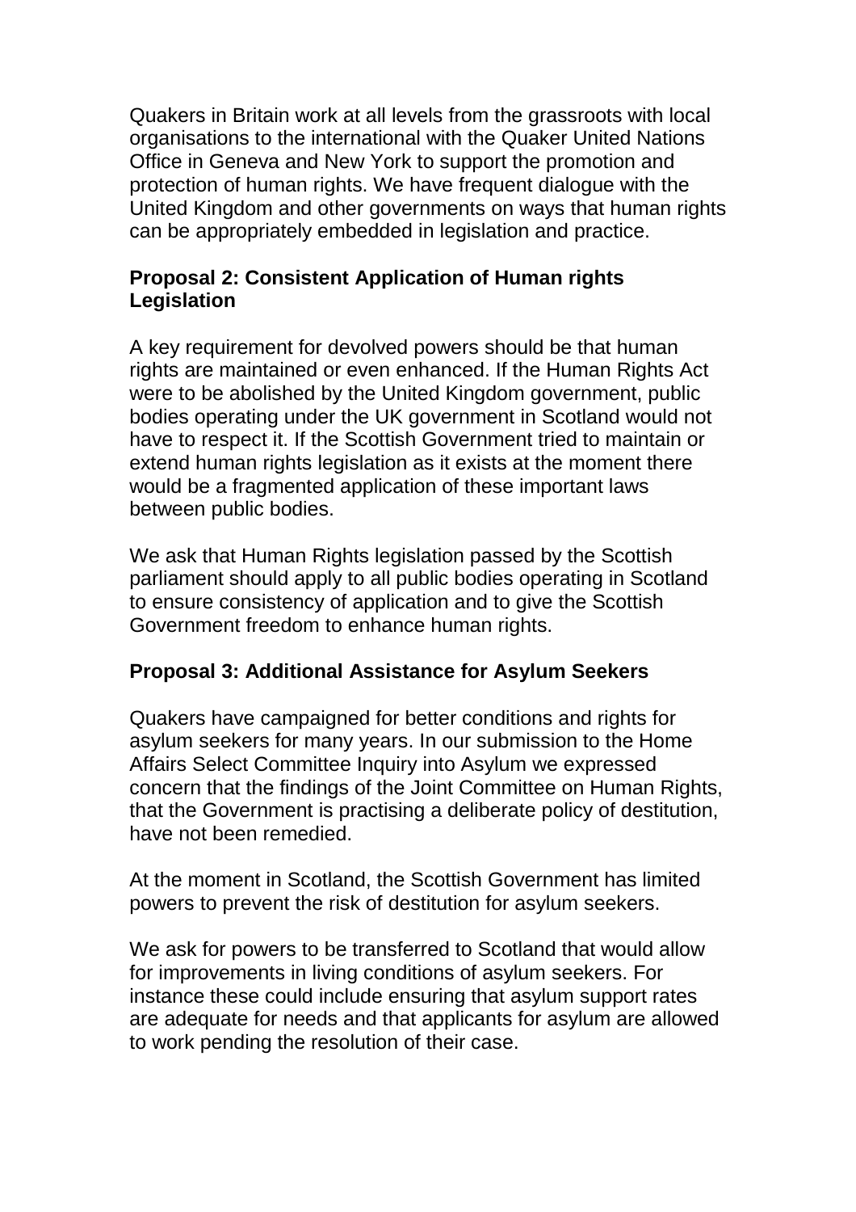Quakers in Britain work at all levels from the grassroots with local organisations to the international with the Quaker United Nations Office in Geneva and New York to support the promotion and protection of human rights. We have frequent dialogue with the United Kingdom and other governments on ways that human rights can be appropriately embedded in legislation and practice.

**Proposal 2: Consistent Application of Human rights Legislation**

A key requirement for devolved powers should be that human rights are maintained or even enhanced. If the Human Rights Act were to be abolished by the United Kingdom government, public bodies operating under the UK government in Scotland would not have to respect it. If the Scottish Government tried to maintain or extend human rights legislation as it exists at the moment there would be a fragmented application of these important laws between public bodies.

We ask that Human Rights legislation passed by the Scottish parliament should apply to all public bodies operating in Scotland to ensure consistency of application and to give the Scottish Government freedom to enhance human rights.

**Proposal 3: Additional Assistance for Asylum Seekers**

Quakers have campaigned for better conditions and rights for asylum seekers for many years. In our submission to the Home Affairs Select Committee Inquiry into Asylum we expressed concern that the findings of the Joint Committee on Human Rights, that the Government is practising a deliberate policy of destitution, have not been remedied.

At the moment in Scotland, the Scottish Government has limited powers to prevent the risk of destitution for asylum seekers.

We ask for powers to be transferred to Scotland that would allow for improvements in living conditions of asylum seekers. For instance these could include ensuring that asylum support rates are adequate for needs and that applicants for asylum are allowed to work pending the resolution of their case.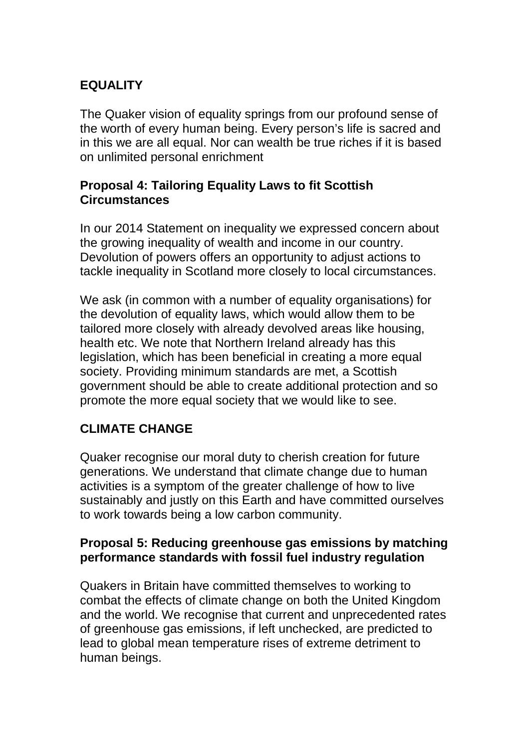## EQUALITY

The Quaker vision of equality springs from our profound sense of the worth of every human being. Every person's life is sacred and in this we are all equal. Nor can wealth be true riches if it is based on unlimited personal enrichment

### Proposal 4: Tailoring Equality Laws to fit Scottish Circumstances

In our 2014 Statement on inequality we expressed concern about the growing inequality of wealth and income in our country. Devolution of powers offers an opportunity to adjust actions to tackle inequality in Scotland more closely to local circumstances.

We ask (in common with a number of equality organisations) for the devolution of equality laws, which would allow them to be tailored more closely with already devolved areas like housing, health etc. We note that Northern Ireland already has this legislation, which has been beneficial in creating a more equal society. Providing minimum standards are met, a Scottish government should be able to create additional protection and so promote the more equal society that we would like to see.

## CLIMATE CHANGE

Quaker recognise our moral duty to cherish creation for future generations. We understand that climate change due to human activities is a symptom of the greater challenge of how to live sustainably and justly on this Earth and have committed ourselves to work towards being a low carbon community.

### Proposal 5: Reducing greenhouse gas emissions by matching performance standards with fossil fuel industry regulation

Quakers in Britain have committed themselves to working to combat the effects of climate change on both the United Kingdom and the world. We recognise that current and unprecedented rates of greenhouse gas emissions, if left unchecked, are predicted to lead to global mean temperature rises of extreme detriment to human beings.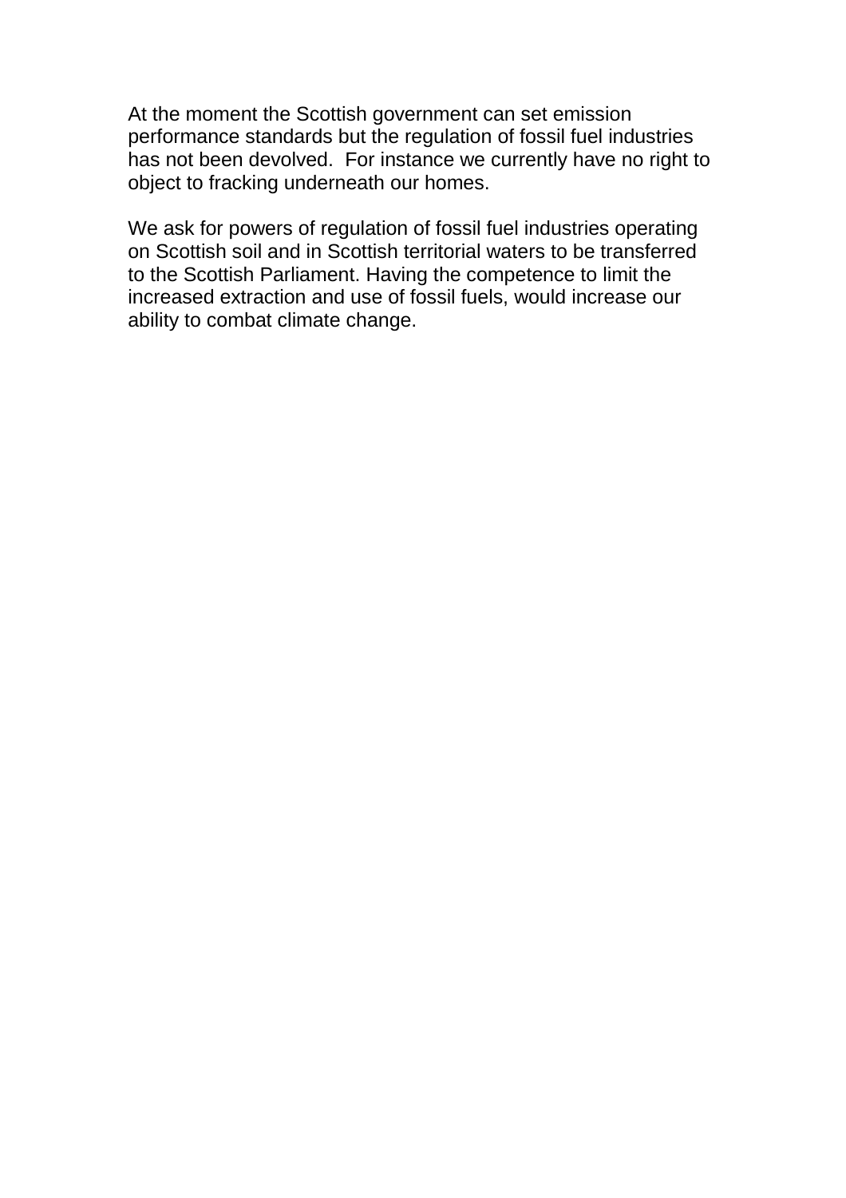At the moment the Scottish government can set emission performance standards but the regulation of fossil fuel industries has not been devolved.  For instance we currently have no right to object to fracking underneath our homes.

We ask for powers of regulation of fossil fuel industries operating on Scottish soil and in Scottish territorial waters to be transferred to the Scottish Parliament. Having the competence to limit the increased extraction and use of fossil fuels, would increase our ability to combat climate change.